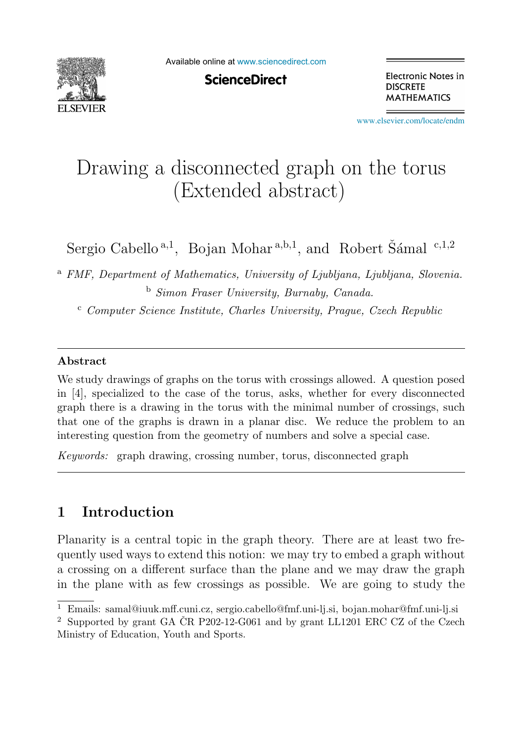# Drawing a disconnected graph on the torus (Extended abstract)

Sergio Cabello [a,1], Bojan Mohar [a,b,1], and Robert Šámal [c,1,2]

[a] *FMF, Department of Mathematics, University of Ljubljana, Ljubljana, Slovenia.*

[b] *Simon Fraser University, Burnaby, Canada.*

[c] *Computer Science Institute, Charles University, Prague, Czech Republic*

---

### Abstract

We study drawings of graphs on the torus with crossings allowed. A question posed in [4], specialized to the case of the torus, asks, whether for every disconnected graph there is a drawing in the torus with the minimal number of crossings, such that one of the graphs is drawn in a planar disc. We reduce the problem to an interesting question from the geometry of numbers and solve a special case.

*Keywords:* graph drawing, crossing number, torus, disconnected graph

---

## 1 Introduction

Planarity is a central topic in the graph theory. There are at least two frequently used ways to extend this notion: we may try to embed a graph without a crossing on a different surface than the plane and we may draw the graph in the plane with as few crossings as possible. We are going to study the

---

[1] Emails: samal@iuuk.mff.cuni.cz, sergio.cabello@fmf.uni-lj.si, bojan.mohar@fmf.uni-lj.si

[2] Supported by grant GA ČR P202-12-G061 and by grant LL1201 ERC CZ of the Czech Ministry of Education, Youth and Sports.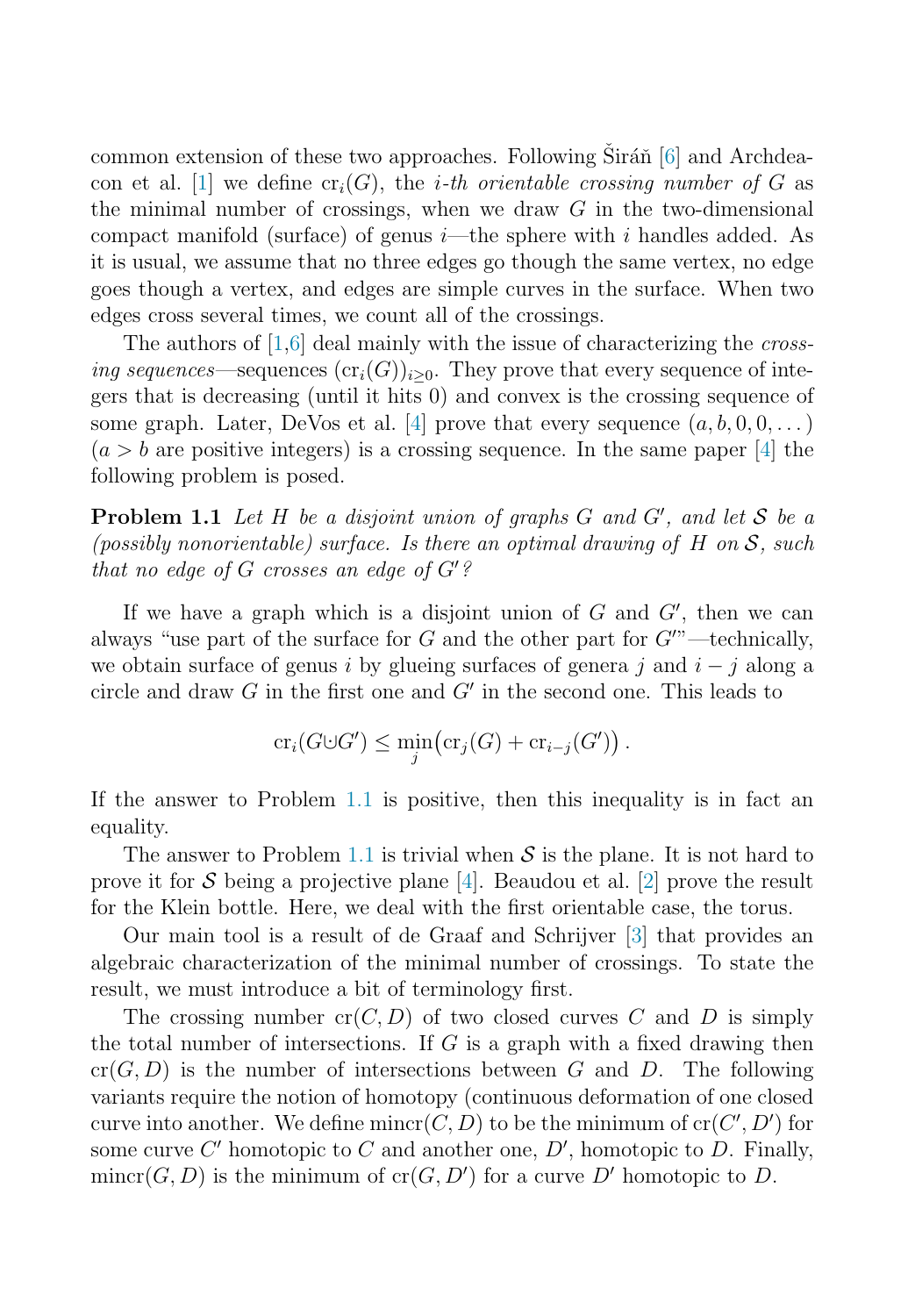common extension of these two approaches. Following Širáň [6] and Archdeacon et al. [1] we define $\mathrm{cr}_i(G)$, the *i-th orientable crossing number of* $G$ as the minimal number of crossings, when we draw $G$ in the two-dimensional compact manifold (surface) of genus $i$—the sphere with $i$ handles added. As it is usual, we assume that no three edges go though the same vertex, no edge goes though a vertex, and edges are simple curves in the surface. When two edges cross several times, we count all of the crossings.

The authors of [1,6] deal mainly with the issue of characterizing the *crossing sequences*—sequences $(\mathrm{cr}_i(G))_{i \geq 0}$. They prove that every sequence of integers that is decreasing (until it hits 0) and convex is the crossing sequence of some graph. Later, DeVos et al. [4] prove that every sequence $(a, b, 0, 0, \dots)$ ($a > b$ are positive integers) is a crossing sequence. In the same paper [4] the following problem is posed.

**Problem 1.1** *Let $H$ be a disjoint union of graphs $G$ and $G'$, and let $\mathcal{S}$ be a (possibly nonorientable) surface. Is there an optimal drawing of $H$ on $\mathcal{S}$, such that no edge of $G$ crosses an edge of $G'$?*

If we have a graph which is a disjoint union of $G$ and $G'$, then we can always "use part of the surface for $G$ and the other part for $G'$"—technically, we obtain surface of genus $i$ by glueing surfaces of genera $j$ and $i - j$ along a circle and draw $G$ in the first one and $G'$ in the second one. This leads to

$$\mathrm{cr}_i(G \dot\cup G') \leq \min_j \big(\mathrm{cr}_j(G) + \mathrm{cr}_{i-j}(G')\big) .$$

If the answer to Problem 1.1 is positive, then this inequality is in fact an equality.

The answer to Problem 1.1 is trivial when $\mathcal{S}$ is the plane. It is not hard to prove it for $\mathcal{S}$ being a projective plane [4]. Beaudou et al. [2] prove the result for the Klein bottle. Here, we deal with the first orientable case, the torus.

Our main tool is a result of de Graaf and Schrijver [3] that provides an algebraic characterization of the minimal number of crossings. To state the result, we must introduce a bit of terminology first.

The crossing number $\mathrm{cr}(C, D)$ of two closed curves $C$ and $D$ is simply the total number of intersections. If $G$ is a graph with a fixed drawing then $\mathrm{cr}(G, D)$ is the number of intersections between $G$ and $D$. The following variants require the notion of homotopy (continuous deformation of one closed curve into another. We define $\mathrm{mincr}(C, D)$ to be the minimum of $\mathrm{cr}(C', D')$ for some curve $C'$ homotopic to $C$ and another one, $D'$, homotopic to $D$. Finally, $\mathrm{mincr}(G, D)$ is the minimum of $\mathrm{cr}(G, D')$ for a curve $D'$ homotopic to $D$.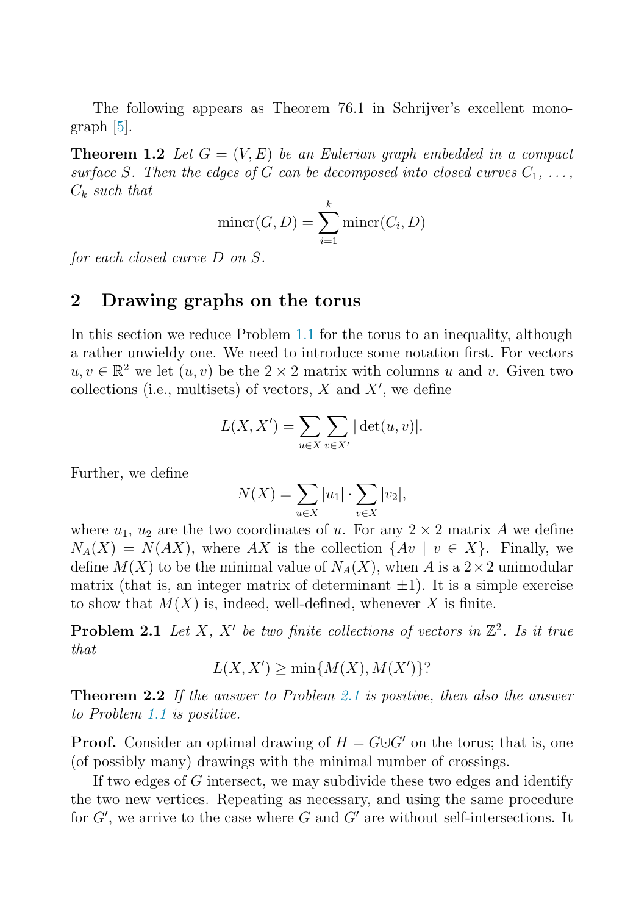The following appears as Theorem 76.1 in Schrijver's excellent monograph [5].

**Theorem 1.2** *Let $G = (V, E)$ be an Eulerian graph embedded in a compact surface $S$. Then the edges of $G$ can be decomposed into closed curves $C_1, \ldots, C_k$ such that*

$$\text{mincr}(G, D) = \sum_{i=1}^{k} \text{mincr}(C_i, D)$$

*for each closed curve $D$ on $S$.*

## 2 Drawing graphs on the torus

In this section we reduce Problem 1.1 for the torus to an inequality, although a rather unwieldy one. We need to introduce some notation first. For vectors $u, v \in \mathbb{R}^2$ we let $(u, v)$ be the $2 \times 2$ matrix with columns $u$ and $v$. Given two collections (i.e., multisets) of vectors, $X$ and $X'$, we define

$$L(X, X') = \sum_{u \in X} \sum_{v \in X'} |\det(u, v)|.$$

Further, we define

$$N(X) = \sum_{u \in X} |u_1| \cdot \sum_{v \in X} |v_2|,$$

where $u_1$, $u_2$ are the two coordinates of $u$. For any $2 \times 2$ matrix $A$ we define $N_A(X) = N(AX)$, where $AX$ is the collection $\{Av \mid v \in X\}$. Finally, we define $M(X)$ to be the minimal value of $N_A(X)$, when $A$ is a $2 \times 2$ unimodular matrix (that is, an integer matrix of determinant $\pm 1$). It is a simple exercise to show that $M(X)$ is, indeed, well-defined, whenever $X$ is finite.

**Problem 2.1** *Let $X$, $X'$ be two finite collections of vectors in $\mathbb{Z}^2$. Is it true that*

$$L(X, X') \geq \min\{M(X), M(X')\}?$$

**Theorem 2.2** *If the answer to Problem 2.1 is positive, then also the answer to Problem 1.1 is positive.*

**Proof.** Consider an optimal drawing of $H = G \dot{\cup} G'$ on the torus; that is, one (of possibly many) drawings with the minimal number of crossings.

If two edges of $G$ intersect, we may subdivide these two edges and identify the two new vertices. Repeating as necessary, and using the same procedure for $G'$, we arrive to the case where $G$ and $G'$ are without self-intersections. It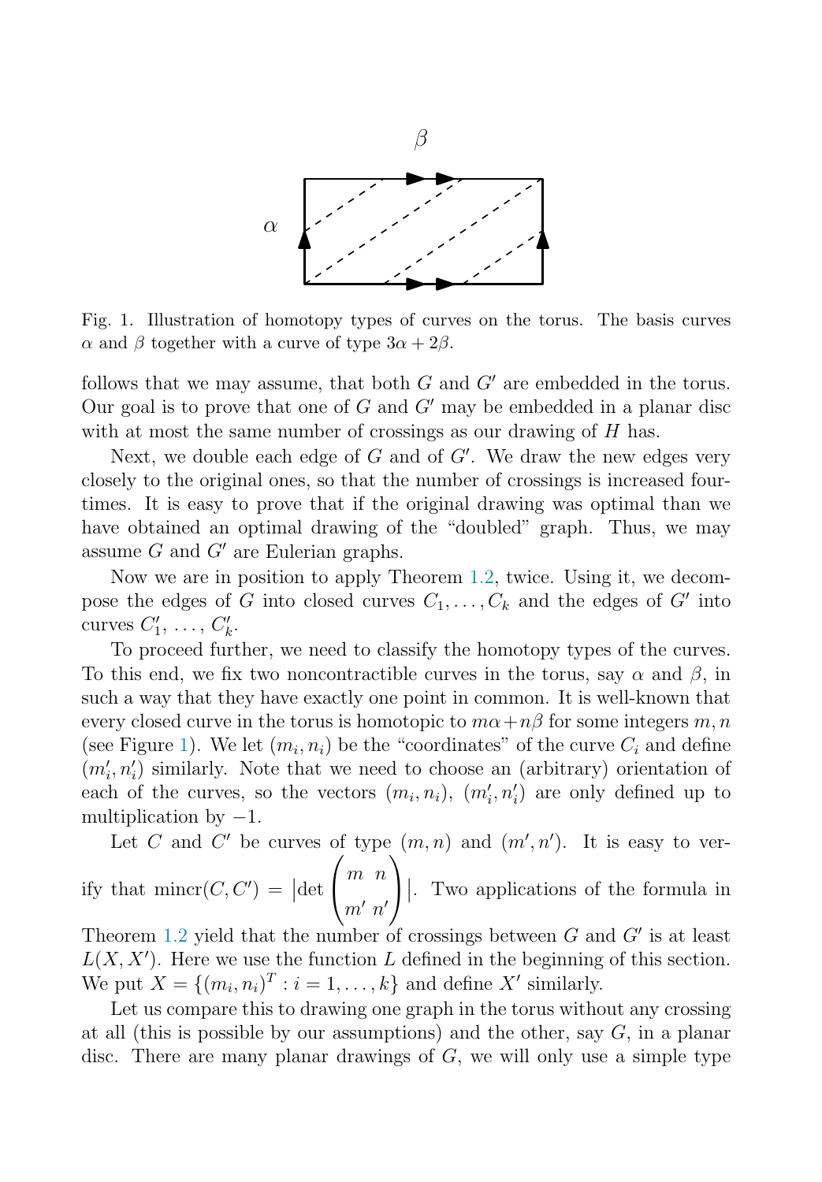Fig. 1. Illustration of homotopy types of curves on the torus. The basis curves $\alpha$ and $\beta$ together with a curve of type $3\alpha + 2\beta$.

follows that we may assume, that both $G$ and $G'$ are embedded in the torus. Our goal is to prove that one of $G$ and $G'$ may be embedded in a planar disc with at most the same number of crossings as our drawing of $H$ has.

Next, we double each edge of $G$ and of $G'$. We draw the new edges very closely to the original ones, so that the number of crossings is increased four-times. It is easy to prove that if the original drawing was optimal than we have obtained an optimal drawing of the "doubled" graph. Thus, we may assume $G$ and $G'$ are Eulerian graphs.

Now we are in position to apply Theorem 1.2, twice. Using it, we decompose the edges of $G$ into closed curves $C_1, \ldots, C_k$ and the edges of $G'$ into curves $C'_1, \ldots, C'_k$.

To proceed further, we need to classify the homotopy types of the curves. To this end, we fix two noncontractible curves in the torus, say $\alpha$ and $\beta$, in such a way that they have exactly one point in common. It is well-known that every closed curve in the torus is homotopic to $m\alpha + n\beta$ for some integers $m, n$ (see Figure 1). We let $(m_i, n_i)$ be the "coordinates" of the curve $C_i$ and define $(m'_i, n'_i)$ similarly. Note that we need to choose an (arbitrary) orientation of each of the curves, so the vectors $(m_i, n_i)$, $(m'_i, n'_i)$ are only defined up to multiplication by $-1$.

Let $C$ and $C'$ be curves of type $(m, n)$ and $(m', n')$. It is easy to verify that $\operatorname{mincr}(C, C') = \left|\det \begin{pmatrix} m & n \\ m' & n' \end{pmatrix}\right|$. Two applications of the formula in Theorem 1.2 yield that the number of crossings between $G$ and $G'$ is at least $L(X, X')$. Here we use the function $L$ defined in the beginning of this section. We put $X = \{(m_i, n_i)^T : i = 1, \ldots, k\}$ and define $X'$ similarly.

Let us compare this to drawing one graph in the torus without any crossing at all (this is possible by our assumptions) and the other, say $G$, in a planar disc. There are many planar drawings of $G$, we will only use a simple type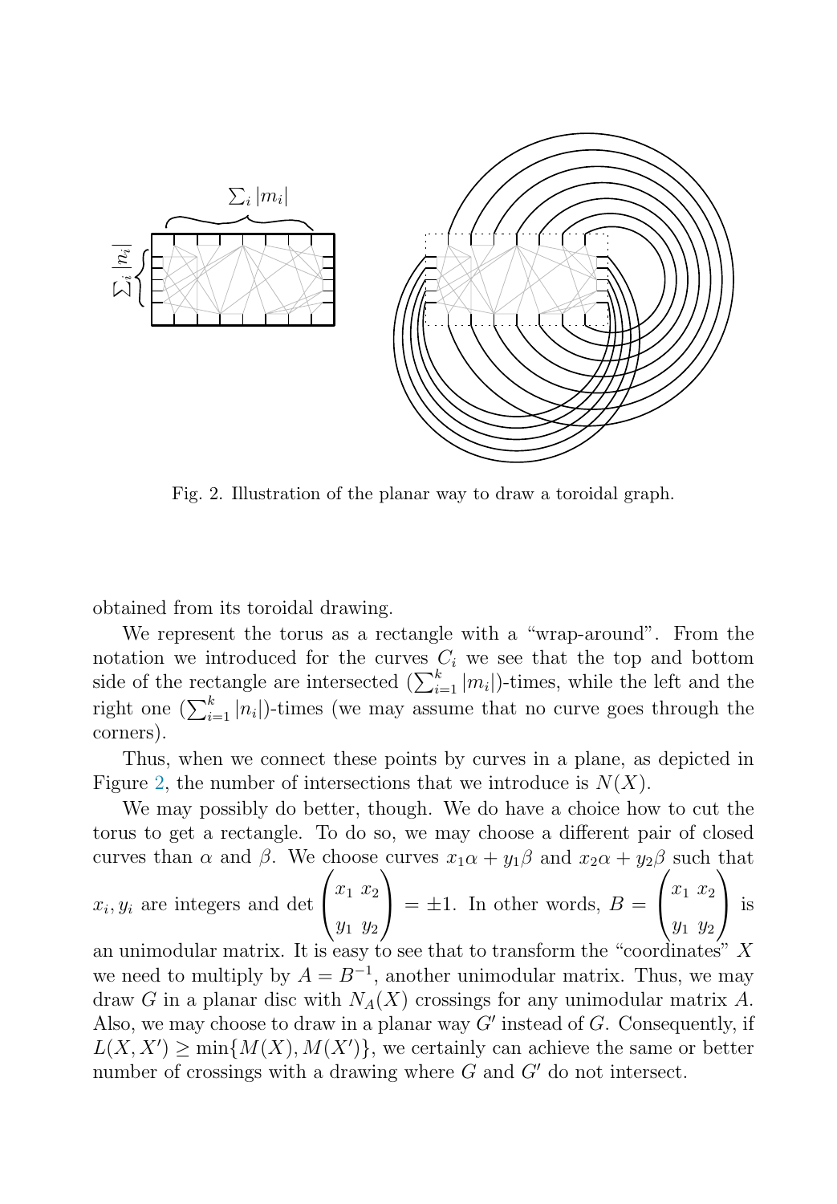Fig. 2. Illustration of the planar way to draw a toroidal graph.

obtained from its toroidal drawing.

We represent the torus as a rectangle with a "wrap-around". From the notation we introduced for the curves $C_i$ we see that the top and bottom side of the rectangle are intersected ($\sum_{i=1}^{k} |m_i|$)-times, while the left and the right one ($\sum_{i=1}^{k} |n_i|$)-times (we may assume that no curve goes through the corners).

Thus, when we connect these points by curves in a plane, as depicted in Figure 2, the number of intersections that we introduce is $N(X)$.

We may possibly do better, though. We do have a choice how to cut the torus to get a rectangle. To do so, we may choose a different pair of closed curves than $\alpha$ and $\beta$. We choose curves $x_1\alpha + y_1\beta$ and $x_2\alpha + y_2\beta$ such that $x_i, y_i$ are integers and $\det \begin{pmatrix} x_1 & x_2 \\ y_1 & y_2 \end{pmatrix} = \pm 1$. In other words, $B = \begin{pmatrix} x_1 & x_2 \\ y_1 & y_2 \end{pmatrix}$ is an unimodular matrix. It is easy to see that to transform the "coordinates" $X$ we need to multiply by $A = B^{-1}$, another unimodular matrix. Thus, we may draw $G$ in a planar disc with $N_A(X)$ crossings for any unimodular matrix $A$. Also, we may choose to draw in a planar way $G'$ instead of $G$. Consequently, if $L(X, X') \geq \min\{M(X), M(X')\}$, we certainly can achieve the same or better number of crossings with a drawing where $G$ and $G'$ do not intersect.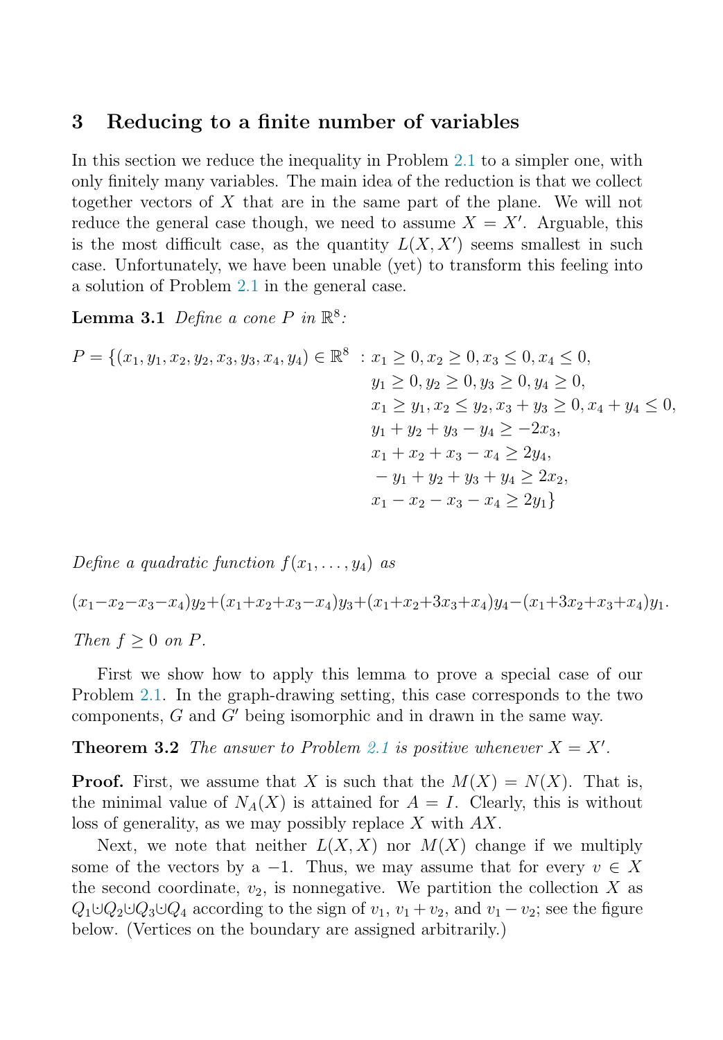## 3 Reducing to a finite number of variables

In this section we reduce the inequality in Problem 2.1 to a simpler one, with only finitely many variables. The main idea of the reduction is that we collect together vectors of $X$ that are in the same part of the plane. We will not reduce the general case though, we need to assume $X = X'$. Arguable, this is the most difficult case, as the quantity $L(X, X')$ seems smallest in such case. Unfortunately, we have been unable (yet) to transform this feeling into a solution of Problem 2.1 in the general case.

**Lemma 3.1** *Define a cone $P$ in $\mathbb{R}^8$:*

$$
\begin{aligned}
P = \{(x_1, y_1, x_2, y_2, x_3, y_3, x_4, y_4) \in \mathbb{R}^8 \ :\ & x_1 \geq 0, x_2 \geq 0, x_3 \leq 0, x_4 \leq 0, \\
& y_1 \geq 0, y_2 \geq 0, y_3 \geq 0, y_4 \geq 0, \\
& x_1 \geq y_1, x_2 \leq y_2, x_3 + y_3 \geq 0, x_4 + y_4 \leq 0, \\
& y_1 + y_2 + y_3 - y_4 \geq -2x_3, \\
& x_1 + x_2 + x_3 - x_4 \geq 2y_4, \\
& -y_1 + y_2 + y_3 + y_4 \geq 2x_2, \\
& x_1 - x_2 - x_3 - x_4 \geq 2y_1\}
\end{aligned}
$$

*Define a quadratic function $f(x_1, \ldots, y_4)$ as*

$$(x_1 - x_2 - x_3 - x_4)y_2 + (x_1 + x_2 + x_3 - x_4)y_3 + (x_1 + x_2 + 3x_3 + x_4)y_4 - (x_1 + 3x_2 + x_3 + x_4)y_1.$$

*Then $f \geq 0$ on $P$.*

First we show how to apply this lemma to prove a special case of our Problem 2.1. In the graph-drawing setting, this case corresponds to the two components, $G$ and $G'$ being isomorphic and in drawn in the same way.

**Theorem 3.2** *The answer to Problem 2.1 is positive whenever $X = X'$.*

**Proof.** First, we assume that $X$ is such that the $M(X) = N(X)$. That is, the minimal value of $N_A(X)$ is attained for $A = I$. Clearly, this is without loss of generality, as we may possibly replace $X$ with $AX$.

Next, we note that neither $L(X, X)$ nor $M(X)$ change if we multiply some of the vectors by a $-1$. Thus, we may assume that for every $v \in X$ the second coordinate, $v_2$, is nonnegative. We partition the collection $X$ as $Q_1 \uplus Q_2 \uplus Q_3 \uplus Q_4$ according to the sign of $v_1$, $v_1 + v_2$, and $v_1 - v_2$; see the figure below. (Vertices on the boundary are assigned arbitrarily.)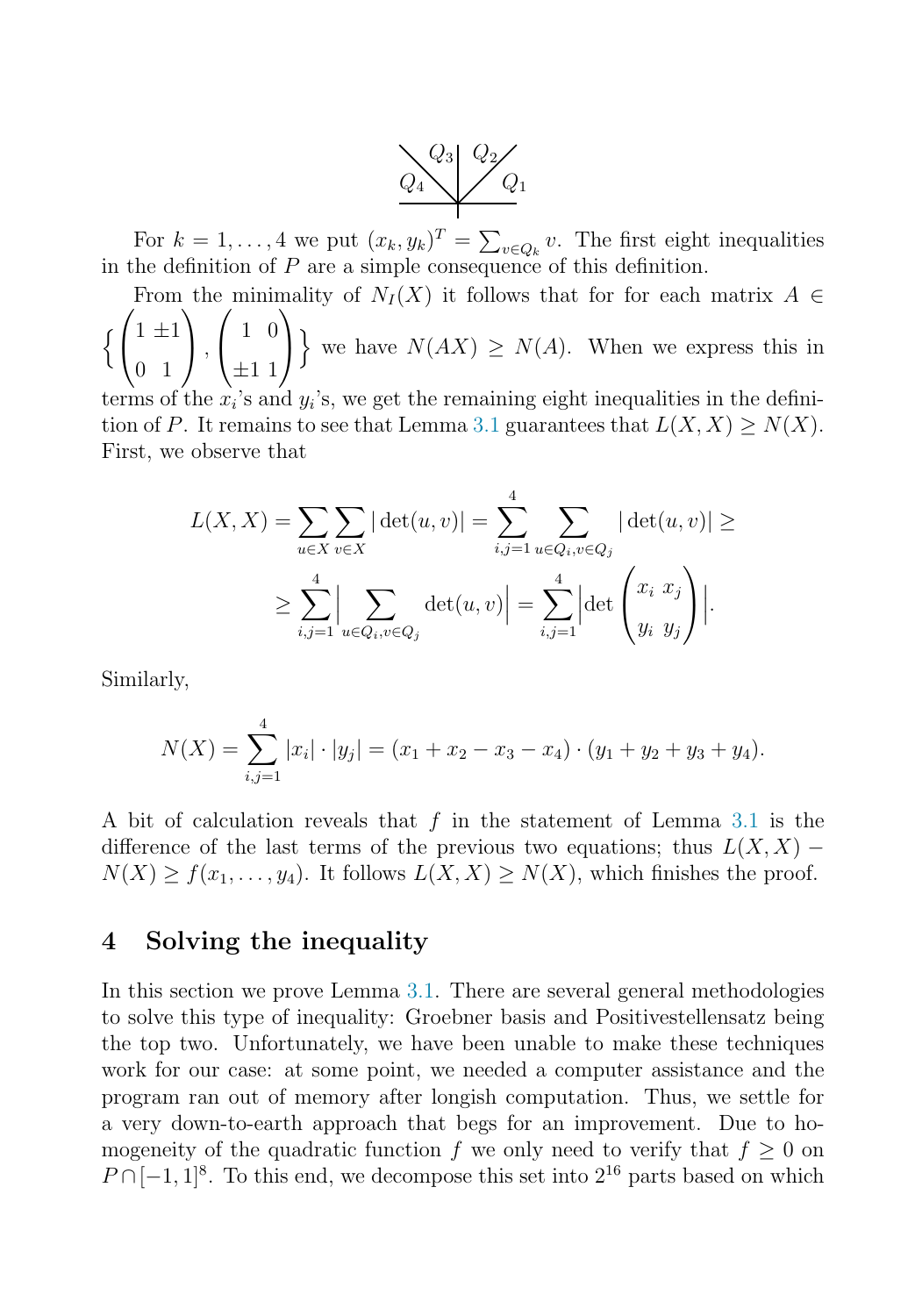$Q_3 \quad Q_2$

$Q_4 \qquad\quad Q_1$

For $k = 1, \dots, 4$ we put $(x_k, y_k)^T = \sum_{v \in Q_k} v$. The first eight inequalities in the definition of $P$ are a simple consequence of this definition.

From the minimality of $N_I(X)$ it follows that for for each matrix $A \in \left\{ \begin{pmatrix} 1 & \pm 1 \\ 0 & 1 \end{pmatrix}, \begin{pmatrix} 1 & 0 \\ \pm 1 & 1 \end{pmatrix} \right\}$ we have $N(AX) \geq N(A)$. When we express this in terms of the $x_i$'s and $y_i$'s, we get the remaining eight inequalities in the definition of $P$. It remains to see that Lemma 3.1 guarantees that $L(X, X) \geq N(X)$. First, we observe that

$$L(X, X) = \sum_{u \in X} \sum_{v \in X} |\det(u, v)| = \sum_{i,j=1}^{4} \sum_{u \in Q_i, v \in Q_j} |\det(u, v)| \geq$$

$$\geq \sum_{i,j=1}^{4} \Big| \sum_{u \in Q_i, v \in Q_j} \det(u, v) \Big| = \sum_{i,j=1}^{4} \Big| \det \begin{pmatrix} x_i & x_j \\ y_i & y_j \end{pmatrix} \Big|.$$

Similarly,

$$N(X) = \sum_{i,j=1}^{4} |x_i| \cdot |y_j| = (x_1 + x_2 - x_3 - x_4) \cdot (y_1 + y_2 + y_3 + y_4).$$

A bit of calculation reveals that $f$ in the statement of Lemma 3.1 is the difference of the last terms of the previous two equations; thus $L(X, X) - N(X) \geq f(x_1, \dots, y_4)$. It follows $L(X, X) \geq N(X)$, which finishes the proof.

## 4 Solving the inequality

In this section we prove Lemma 3.1. There are several general methodologies to solve this type of inequality: Groebner basis and Positivestellensatz being the top two. Unfortunately, we have been unable to make these techniques work for our case: at some point, we needed a computer assistance and the program ran out of memory after longish computation. Thus, we settle for a very down-to-earth approach that begs for an improvement. Due to homogeneity of the quadratic function $f$ we only need to verify that $f \geq 0$ on $P \cap [-1, 1]^8$. To this end, we decompose this set into $2^{16}$ parts based on which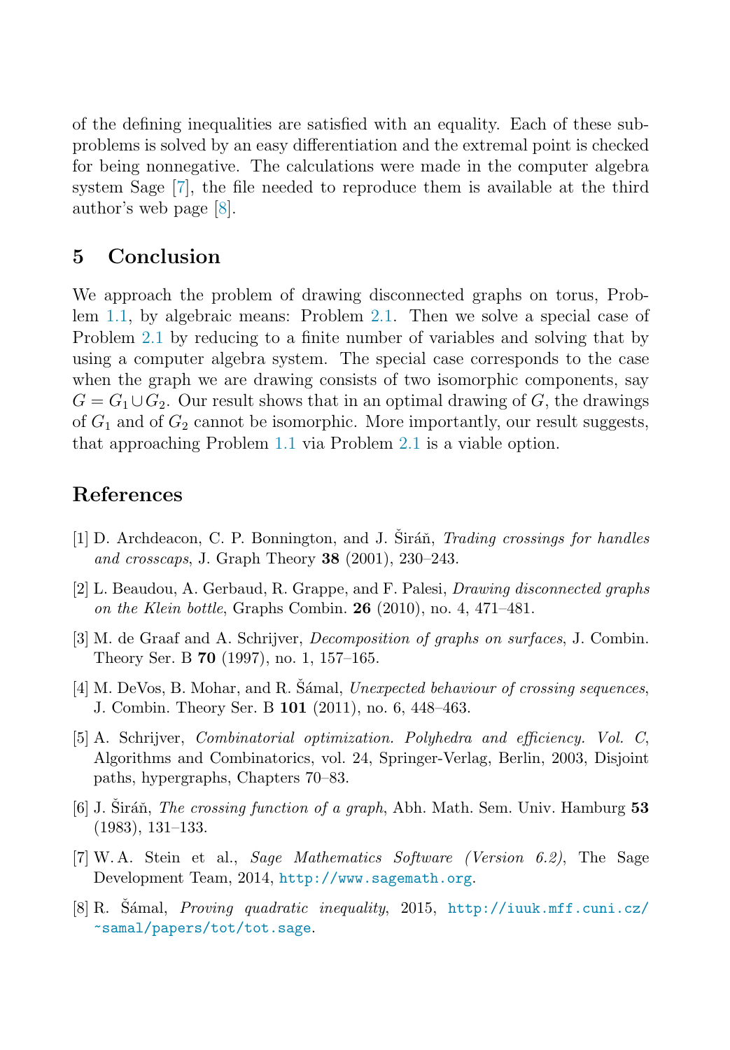of the defining inequalities are satisfied with an equality. Each of these subproblems is solved by an easy differentiation and the extremal point is checked for being nonnegative. The calculations were made in the computer algebra system Sage [7], the file needed to reproduce them is available at the third author's web page [8].

## 5 Conclusion

We approach the problem of drawing disconnected graphs on torus, Problem 1.1, by algebraic means: Problem 2.1. Then we solve a special case of Problem 2.1 by reducing to a finite number of variables and solving that by using a computer algebra system. The special case corresponds to the case when the graph we are drawing consists of two isomorphic components, say $G = G_1 \cup G_2$. Our result shows that in an optimal drawing of $G$, the drawings of $G_1$ and of $G_2$ cannot be isomorphic. More importantly, our result suggests, that approaching Problem 1.1 via Problem 2.1 is a viable option.

## References

[1] D. Archdeacon, C. P. Bonnington, and J. Širáň, *Trading crossings for handles and crosscaps*, J. Graph Theory **38** (2001), 230–243.

[2] L. Beaudou, A. Gerbaud, R. Grappe, and F. Palesi, *Drawing disconnected graphs on the Klein bottle*, Graphs Combin. **26** (2010), no. 4, 471–481.

[3] M. de Graaf and A. Schrijver, *Decomposition of graphs on surfaces*, J. Combin. Theory Ser. B **70** (1997), no. 1, 157–165.

[4] M. DeVos, B. Mohar, and R. Šámal, *Unexpected behaviour of crossing sequences*, J. Combin. Theory Ser. B **101** (2011), no. 6, 448–463.

[5] A. Schrijver, *Combinatorial optimization. Polyhedra and efficiency. Vol. C*, Algorithms and Combinatorics, vol. 24, Springer-Verlag, Berlin, 2003, Disjoint paths, hypergraphs, Chapters 70–83.

[6] J. Širáň, *The crossing function of a graph*, Abh. Math. Sem. Univ. Hamburg **53** (1983), 131–133.

[7] W. A. Stein et al., *Sage Mathematics Software (Version 6.2)*, The Sage Development Team, 2014, http://www.sagemath.org.

[8] R. Šámal, *Proving quadratic inequality*, 2015, http://iuuk.mff.cuni.cz/~samal/papers/tot/tot.sage.